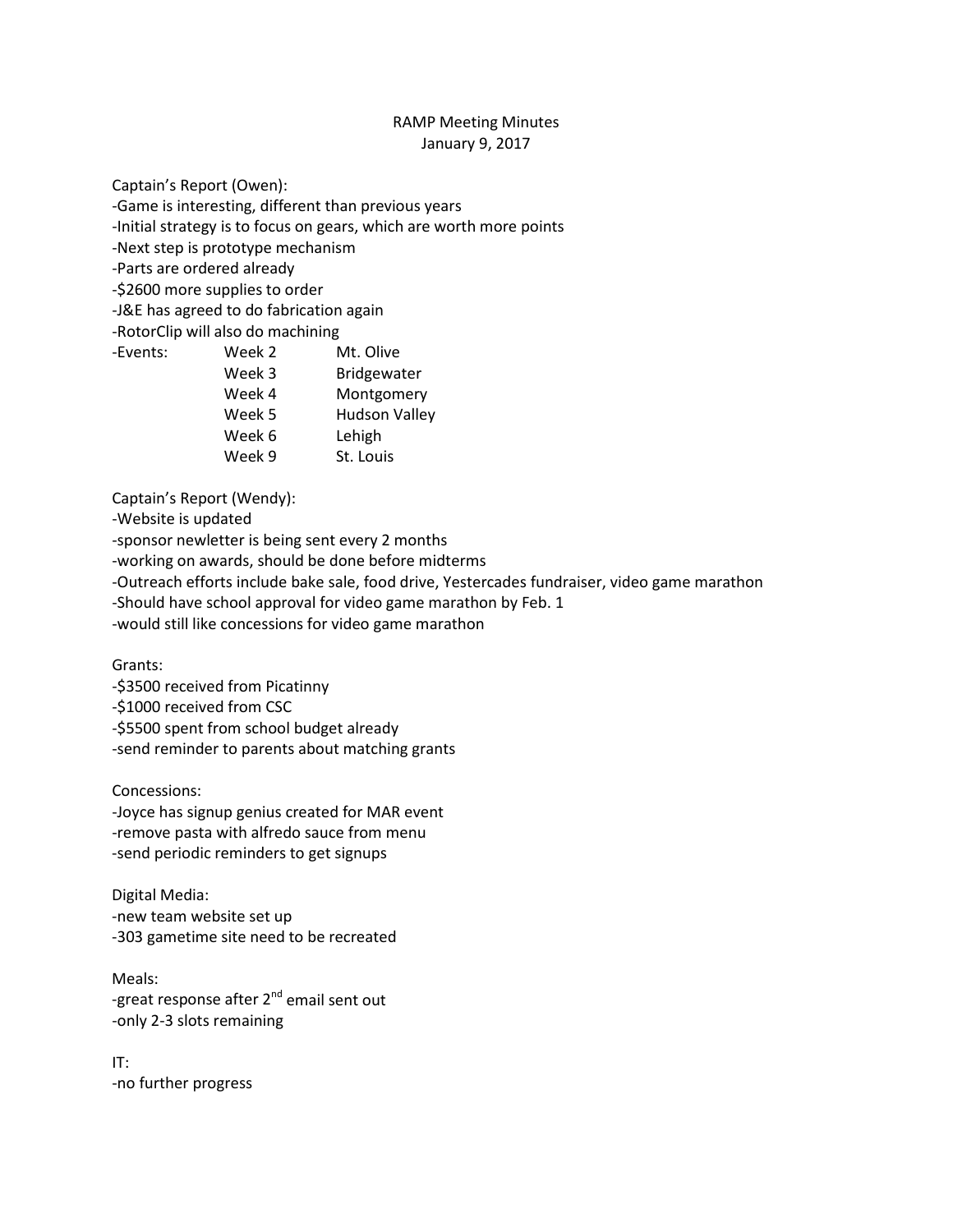# RAMP Meeting Minutes

January 9, 2017

Captain's Report (Owen):

- Game is interesting, different than previous years
- Initial strategy is to focus on gears, which are worth more points
- Next step is prototype mechanism
- Parts are ordered already
- $2600 more supplies to order
- J&E has agreed to do fabrication again
- RotorClip will also do machining
- Events:

| | | |
|---|---|---|
| Events: | Week 2 | Mt. Olive |
| | Week 3 | Bridgewater |
| | Week 4 | Montgomery |
| | Week 5 | Hudson Valley |
| | Week 6 | Lehigh |
| | Week 9 | St. Louis |

Captain's Report (Wendy):

- Website is updated
- sponsor newletter is being sent every 2 months
- working on awards, should be done before midterms
- Outreach efforts include bake sale, food drive, Yestercades fundraiser, video game marathon
- Should have school approval for video game marathon by Feb. 1
- would still like concessions for video game marathon

Grants:

- $3500 received from Picatinny
- $1000 received from CSC
- $5500 spent from school budget already
- send reminder to parents about matching grants

Concessions:

- Joyce has signup genius created for MAR event
- remove pasta with alfredo sauce from menu
- send periodic reminders to get signups

Digital Media:

- new team website set up
- 303 gametime site need to be recreated

Meals:

- great response after 2nd email sent out
- only 2-3 slots remaining

IT:

- no further progress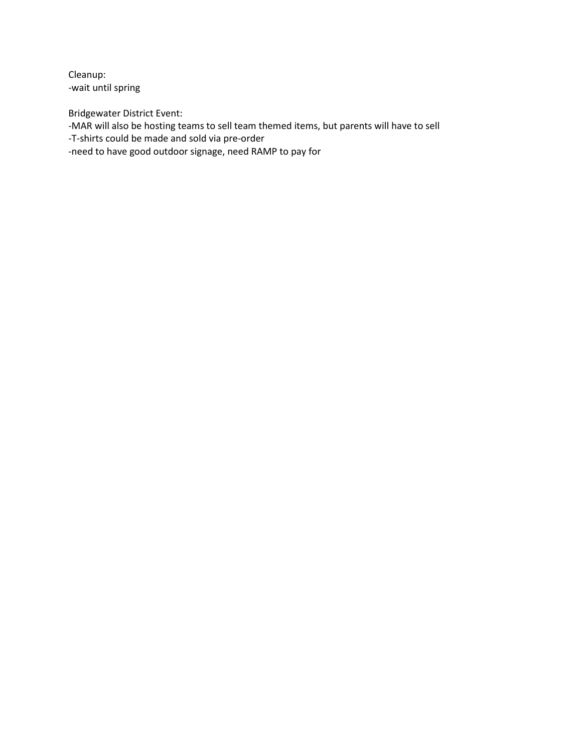Cleanup:
-wait until spring

Bridgewater District Event:
-MAR will also be hosting teams to sell team themed items, but parents will have to sell
-T-shirts could be made and sold via pre-order
-need to have good outdoor signage, need RAMP to pay for